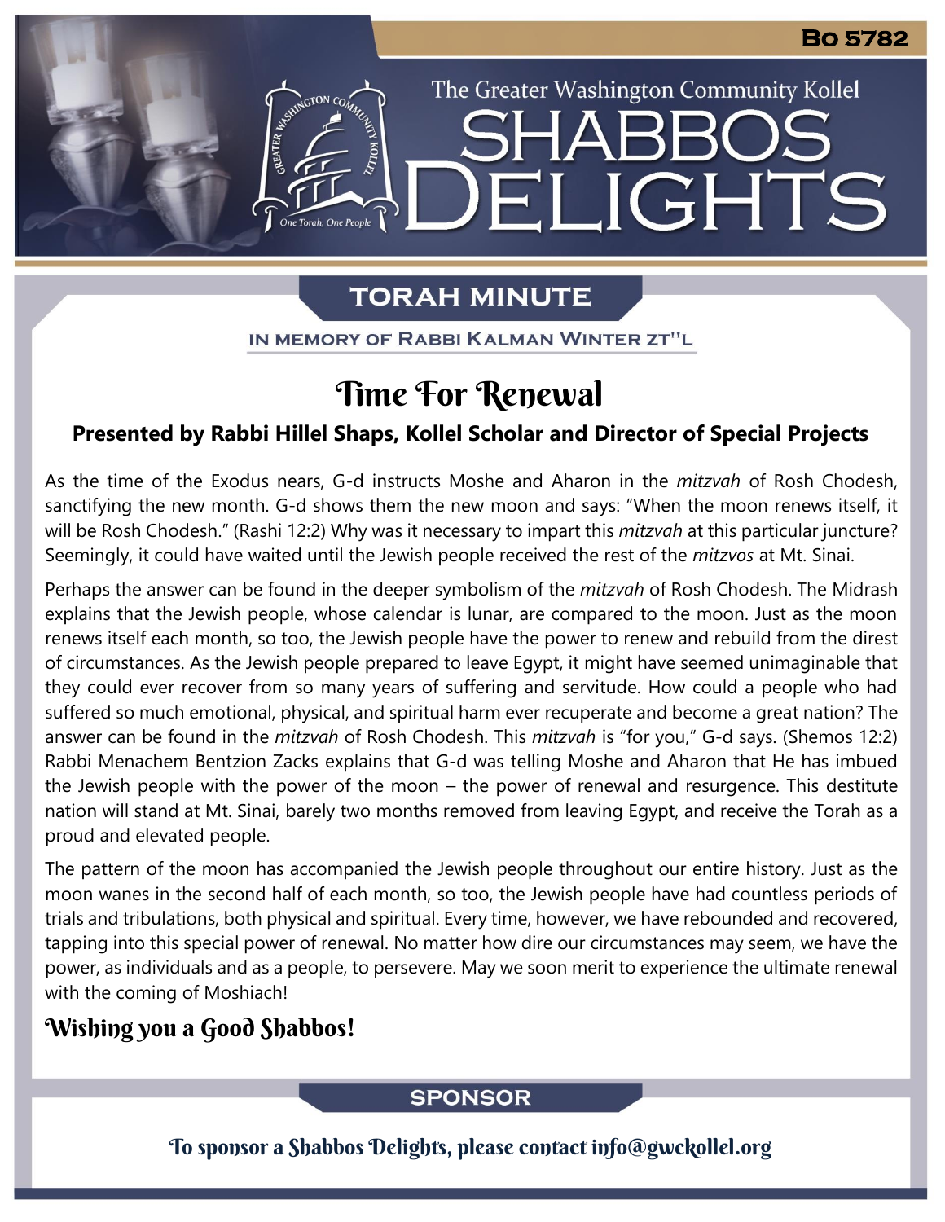Bo 5782

The Greater Washington Community Kollel

# SHABBOS DELIGHTS

## TORAH MINUTE

IN MEMORY OF RABBI KALMAN WINTER ZT"L

# Time For Renewal

**Presented by Rabbi Hillel Shaps, Kollel Scholar and Director of Special Projects**

As the time of the Exodus nears, G-d instructs Moshe and Aharon in the *mitzvah* of Rosh Chodesh, sanctifying the new month. G-d shows them the new moon and says: "When the moon renews itself, it will be Rosh Chodesh." (Rashi 12:2) Why was it necessary to impart this *mitzvah* at this particular juncture? Seemingly, it could have waited until the Jewish people received the rest of the *mitzvos* at Mt. Sinai.

Perhaps the answer can be found in the deeper symbolism of the *mitzvah* of Rosh Chodesh. The Midrash explains that the Jewish people, whose calendar is lunar, are compared to the moon. Just as the moon renews itself each month, so too, the Jewish people have the power to renew and rebuild from the direst of circumstances. As the Jewish people prepared to leave Egypt, it might have seemed unimaginable that they could ever recover from so many years of suffering and servitude. How could a people who had suffered so much emotional, physical, and spiritual harm ever recuperate and become a great nation? The answer can be found in the *mitzvah* of Rosh Chodesh. This *mitzvah* is "for you," G-d says. (Shemos 12:2) Rabbi Menachem Bentzion Zacks explains that G-d was telling Moshe and Aharon that He has imbued the Jewish people with the power of the moon – the power of renewal and resurgence. This destitute nation will stand at Mt. Sinai, barely two months removed from leaving Egypt, and receive the Torah as a proud and elevated people.

The pattern of the moon has accompanied the Jewish people throughout our entire history. Just as the moon wanes in the second half of each month, so too, the Jewish people have had countless periods of trials and tribulations, both physical and spiritual. Every time, however, we have rebounded and recovered, tapping into this special power of renewal. No matter how dire our circumstances may seem, we have the power, as individuals and as a people, to persevere. May we soon merit to experience the ultimate renewal with the coming of Moshiach!

## Wishing you a Good Shabbos!

## SPONSOR

To sponsor a Shabbos Delights, please contact info@gwckollel.org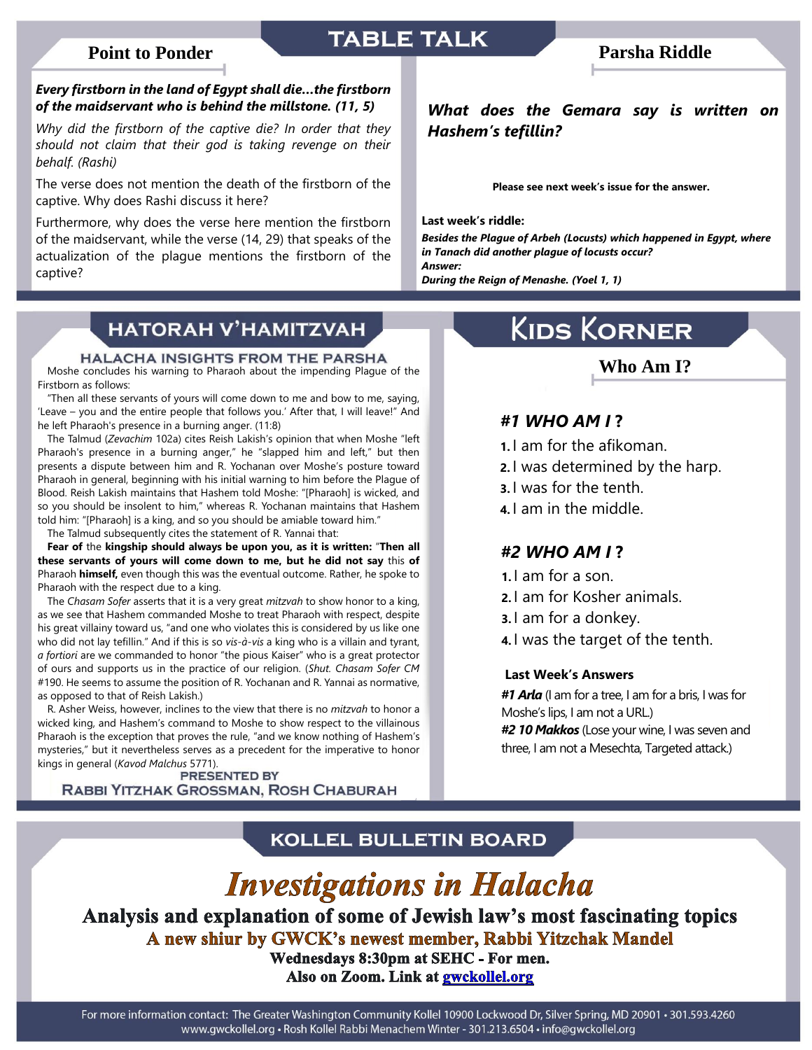# TABLE TALK

## Point to Ponder

***Every firstborn in the land of Egypt shall die...the firstborn of the maidservant who is behind the millstone. (11, 5)***

*Why did the firstborn of the captive die? In order that they should not claim that their god is taking revenge on their behalf. (Rashi)*

The verse does not mention the death of the firstborn of the captive. Why does Rashi discuss it here?

Furthermore, why does the verse here mention the firstborn of the maidservant, while the verse (14, 29) that speaks of the actualization of the plague mentions the firstborn of the captive?

## Parsha Riddle

***What does the Gemara say is written on Hashem's tefillin?***

**Please see next week's issue for the answer.**

**Last week's riddle:**

***Besides the Plague of Arbeh (Locusts) which happened in Egypt, where in Tanach did another plague of locusts occur?***

***Answer:***

***During the Reign of Menashe. (Yoel 1, 1)***

# HATORAH V'HAMITZVAH

## HALACHA INSIGHTS FROM THE PARSHA

Moshe concludes his warning to Pharaoh about the impending Plague of the Firstborn as follows:

"Then all these servants of yours will come down to me and bow to me, saying, 'Leave – you and the entire people that follows you.' After that, I will leave!" And he left Pharaoh's presence in a burning anger. (11:8)

The Talmud (*Zevachim* 102a) cites Reish Lakish's opinion that when Moshe "left Pharaoh's presence in a burning anger," he "slapped him and left," but then presents a dispute between him and R. Yochanan over Moshe's posture toward Pharaoh in general, beginning with his initial warning to him before the Plague of Blood. Reish Lakish maintains that Hashem told Moshe: "[Pharaoh] is wicked, and so you should be insolent to him," whereas R. Yochanan maintains that Hashem told him: "[Pharaoh] is a king, and so you should be amiable toward him."

The Talmud subsequently cites the statement of R. Yannai that:

**Fear of** the **kingship should always be upon you, as it is written:** "**Then all these servants of yours will come down to me, but he did not say** this **of** Pharaoh **himself,** even though this was the eventual outcome. Rather, he spoke to Pharaoh with the respect due to a king.

The *Chasam Sofer* asserts that it is a very great *mitzvah* to show honor to a king, as we see that Hashem commanded Moshe to treat Pharaoh with respect, despite his great villainy toward us, "and one who violates this is considered by us like one who did not lay tefillin." And if this is so *vis-à-vis* a king who is a villain and tyrant, *a fortiori* are we commanded to honor "the pious Kaiser" who is a great protector of ours and supports us in the practice of our religion. (*Shut. Chasam Sofer CM* #190. He seems to assume the position of R. Yochanan and R. Yannai as normative, as opposed to that of Reish Lakish.)

R. Asher Weiss, however, inclines to the view that there is no *mitzvah* to honor a wicked king, and Hashem's command to Moshe to show respect to the villainous Pharaoh is the exception that proves the rule, "and we know nothing of Hashem's mysteries," but it nevertheless serves as a precedent for the imperative to honor kings in general (*Kavod Malchus* 5771).

PRESENTED BY
RABBI YITZHAK GROSSMAN, ROSH CHABURAH

# KIDS KORNER

## Who Am I?

### #1 WHO AM I ?

1. I am for the afikoman.
2. I was determined by the harp.
3. I was for the tenth.
4. I am in the middle.

### #2 WHO AM I ?

1. I am for a son.
2. I am for Kosher animals.
3. I am for a donkey.
4. I was the target of the tenth.

**Last Week's Answers**

***#1 Arla*** (I am for a tree, I am for a bris, I was for Moshe's lips, I am not a URL.)

***#2 10 Makkos*** (Lose your wine, I was seven and three, I am not a Mesechta, Targeted attack.)

# KOLLEL BULLETIN BOARD

## *Investigations in Halacha*

**Analysis and explanation of some of Jewish law's most fascinating topics**

**A new shiur by GWCK's newest member, Rabbi Yitzchak Mandel**

**Wednesdays 8:30pm at SEHC - For men.**

**Also on Zoom. Link at gwckollel.org**

For more information contact: The Greater Washington Community Kollel 10900 Lockwood Dr, Silver Spring, MD 20901 • 301.593.4260
www.gwckollel.org • Rosh Kollel Rabbi Menachem Winter - 301.213.6504 • info@gwckollel.org